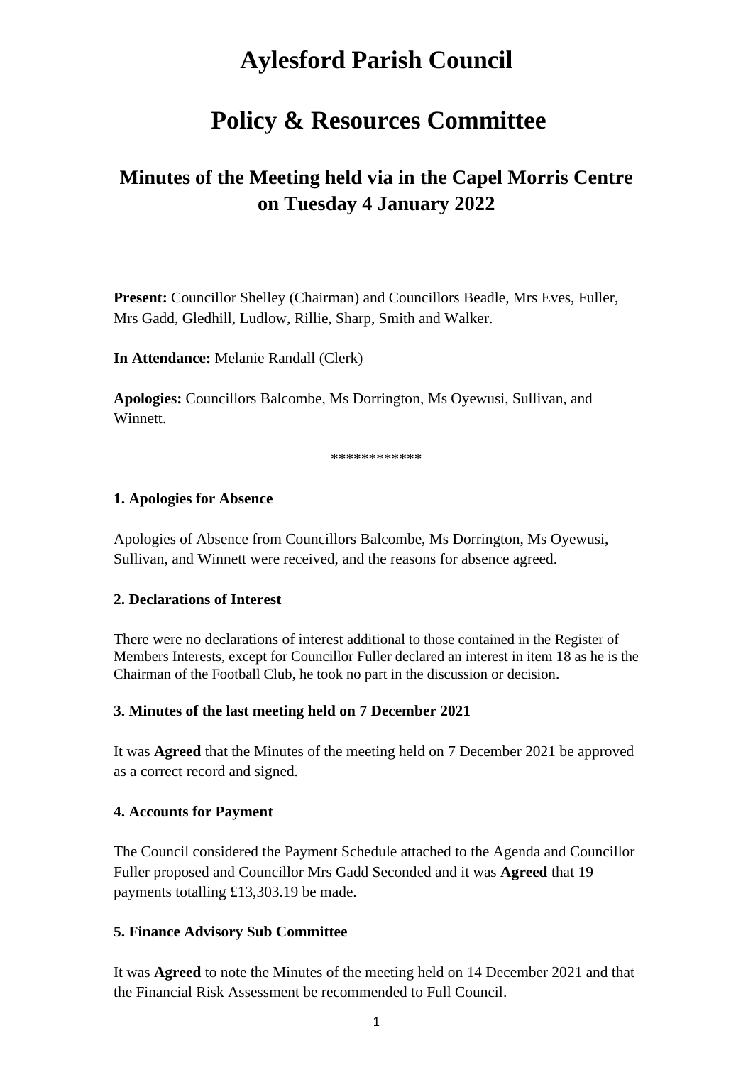# Aylesford Parish Council

# Policy & Resources Committee

## Minutes of the Meeting held via in the Capel Morris Centre on Tuesday 4 January 2022

**Present:** Councillor Shelley (Chairman) and Councillors Beadle, Mrs Eves, Fuller, Mrs Gadd, Gledhill, Ludlow, Rillie, Sharp, Smith and Walker.

**In Attendance:** Melanie Randall (Clerk)

**Apologies:** Councillors Balcombe, Ms Dorrington, Ms Oyewusi, Sullivan, and Winnett.

************

**1. Apologies for Absence**

Apologies of Absence from Councillors Balcombe, Ms Dorrington, Ms Oyewusi, Sullivan, and Winnett were received, and the reasons for absence agreed.

**2. Declarations of Interest**

There were no declarations of interest additional to those contained in the Register of Members Interests, except for Councillor Fuller declared an interest in item 18 as he is the Chairman of the Football Club, he took no part in the discussion or decision.

**3. Minutes of the last meeting held on 7 December 2021**

It was **Agreed** that the Minutes of the meeting held on 7 December 2021 be approved as a correct record and signed.

**4. Accounts for Payment**

The Council considered the Payment Schedule attached to the Agenda and Councillor Fuller proposed and Councillor Mrs Gadd Seconded and it was **Agreed** that 19 payments totalling £13,303.19 be made.

**5. Finance Advisory Sub Committee**

It was **Agreed** to note the Minutes of the meeting held on 14 December 2021 and that the Financial Risk Assessment be recommended to Full Council.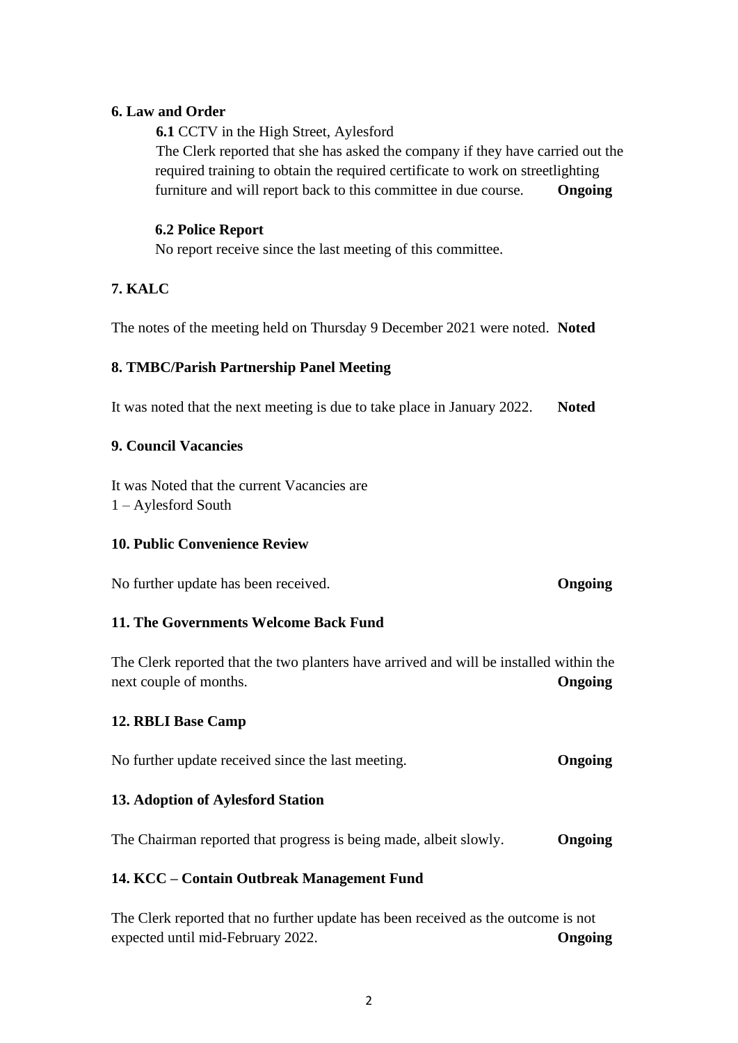**6. Law and Order**

**6.1** CCTV in the High Street, Aylesford

The Clerk reported that she has asked the company if they have carried out the required training to obtain the required certificate to work on streetlighting furniture and will report back to this committee in due course. **Ongoing**

**6.2 Police Report**

No report receive since the last meeting of this committee.

**7. KALC**

The notes of the meeting held on Thursday 9 December 2021 were noted. **Noted**

**8. TMBC/Parish Partnership Panel Meeting**

It was noted that the next meeting is due to take place in January 2022. **Noted**

**9. Council Vacancies**

It was Noted that the current Vacancies are
1 – Aylesford South

**10. Public Convenience Review**

No further update has been received. **Ongoing**

**11. The Governments Welcome Back Fund**

The Clerk reported that the two planters have arrived and will be installed within the next couple of months. **Ongoing**

**12. RBLI Base Camp**

No further update received since the last meeting. **Ongoing**

**13. Adoption of Aylesford Station**

The Chairman reported that progress is being made, albeit slowly. **Ongoing**

**14. KCC – Contain Outbreak Management Fund**

The Clerk reported that no further update has been received as the outcome is not expected until mid-February 2022. **Ongoing**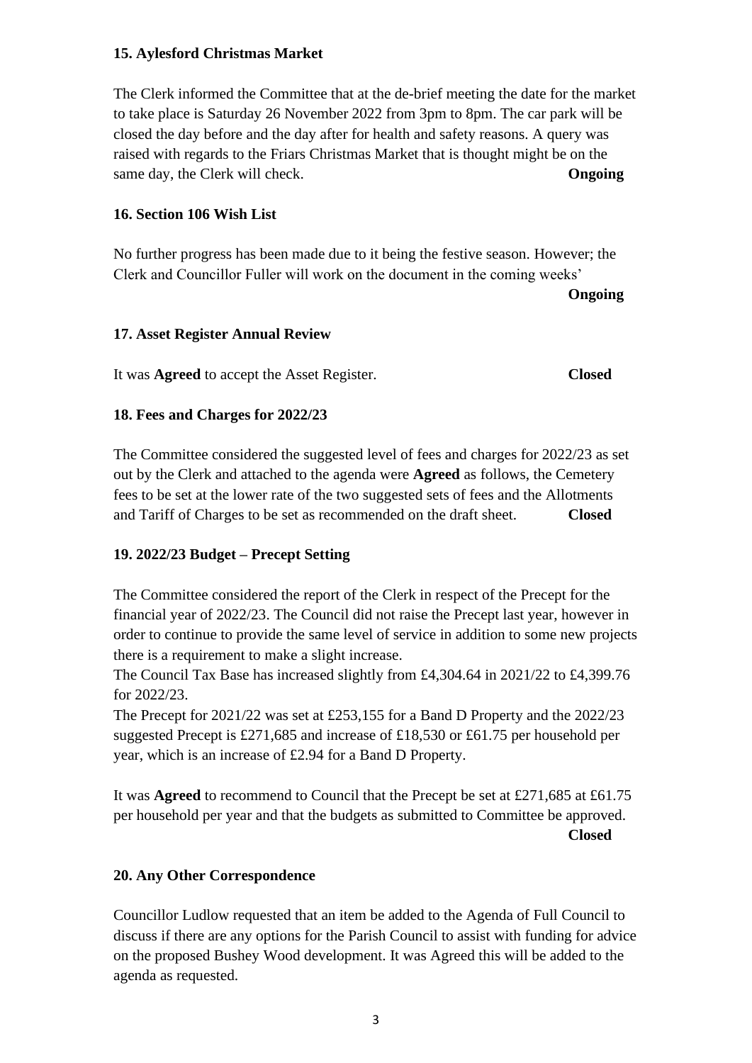**15. Aylesford Christmas Market**

The Clerk informed the Committee that at the de-brief meeting the date for the market to take place is Saturday 26 November 2022 from 3pm to 8pm. The car park will be closed the day before and the day after for health and safety reasons. A query was raised with regards to the Friars Christmas Market that is thought might be on the same day, the Clerk will check. **Ongoing**

**16. Section 106 Wish List**

No further progress has been made due to it being the festive season. However; the Clerk and Councillor Fuller will work on the document in the coming weeks'

**Ongoing**

**17. Asset Register Annual Review**

It was **Agreed** to accept the Asset Register. **Closed**

**18. Fees and Charges for 2022/23**

The Committee considered the suggested level of fees and charges for 2022/23 as set out by the Clerk and attached to the agenda were **Agreed** as follows, the Cemetery fees to be set at the lower rate of the two suggested sets of fees and the Allotments and Tariff of Charges to be set as recommended on the draft sheet. **Closed**

**19. 2022/23 Budget – Precept Setting**

The Committee considered the report of the Clerk in respect of the Precept for the financial year of 2022/23. The Council did not raise the Precept last year, however in order to continue to provide the same level of service in addition to some new projects there is a requirement to make a slight increase.
The Council Tax Base has increased slightly from £4,304.64 in 2021/22 to £4,399.76 for 2022/23.
The Precept for 2021/22 was set at £253,155 for a Band D Property and the 2022/23 suggested Precept is £271,685 and increase of £18,530 or £61.75 per household per year, which is an increase of £2.94 for a Band D Property.

It was **Agreed** to recommend to Council that the Precept be set at £271,685 at £61.75 per household per year and that the budgets as submitted to Committee be approved.

**Closed**

**20. Any Other Correspondence**

Councillor Ludlow requested that an item be added to the Agenda of Full Council to discuss if there are any options for the Parish Council to assist with funding for advice on the proposed Bushey Wood development. It was Agreed this will be added to the agenda as requested.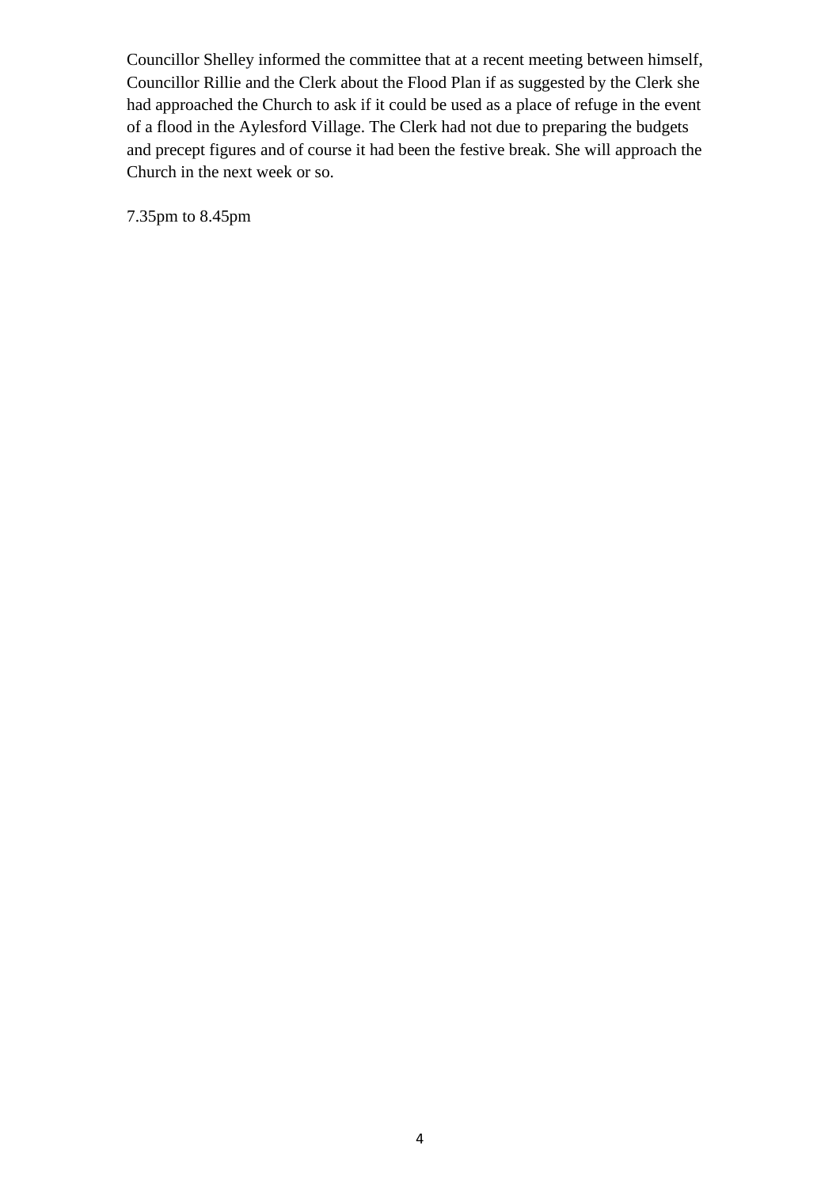Councillor Shelley informed the committee that at a recent meeting between himself, Councillor Rillie and the Clerk about the Flood Plan if as suggested by the Clerk she had approached the Church to ask if it could be used as a place of refuge in the event of a flood in the Aylesford Village. The Clerk had not due to preparing the budgets and precept figures and of course it had been the festive break. She will approach the Church in the next week or so.

7.35pm to 8.45pm